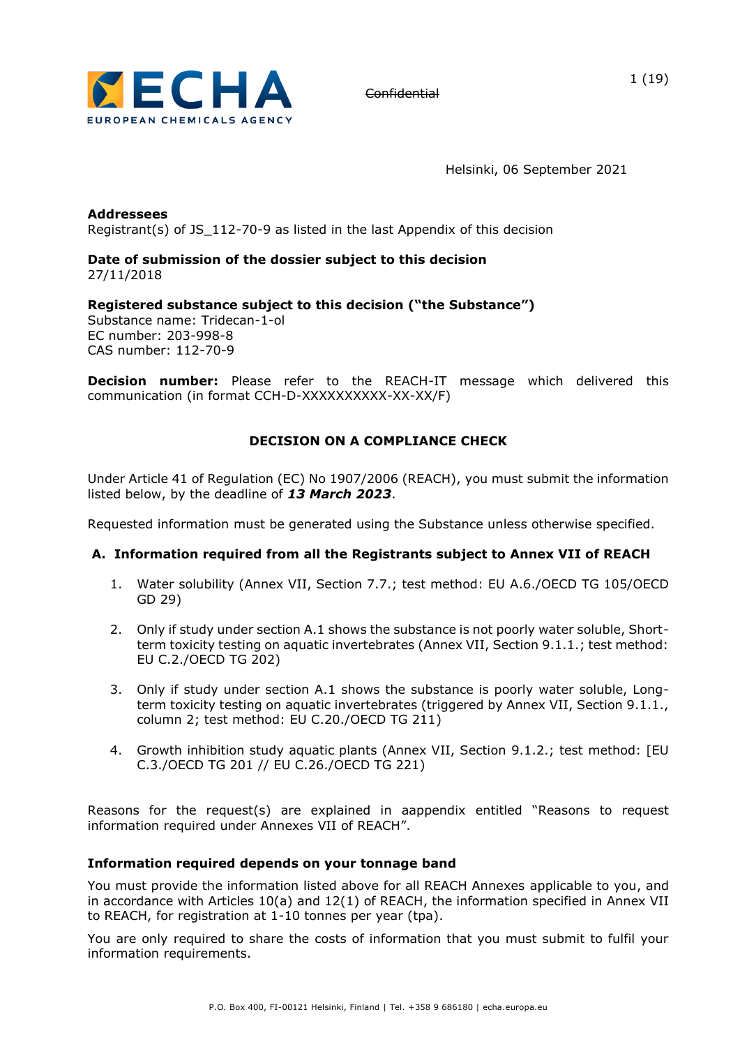~~Confidential~~

Helsinki, 06 September 2021

**Addressees**
Registrant(s) of JS_112-70-9 as listed in the last Appendix of this decision

**Date of submission of the dossier subject to this decision**
27/11/2018

**Registered substance subject to this decision ("the Substance")**
Substance name: Tridecan-1-ol
EC number: 203-998-8
CAS number: 112-70-9

**Decision number:** Please refer to the REACH-IT message which delivered this communication (in format CCH-D-XXXXXXXXXX-XX-XX/F)

## DECISION ON A COMPLIANCE CHECK

Under Article 41 of Regulation (EC) No 1907/2006 (REACH), you must submit the information listed below, by the deadline of ***13 March 2023***.

Requested information must be generated using the Substance unless otherwise specified.

### A. Information required from all the Registrants subject to Annex VII of REACH

1. Water solubility (Annex VII, Section 7.7.; test method: EU A.6./OECD TG 105/OECD GD 29)
2. Only if study under section A.1 shows the substance is not poorly water soluble, Short-term toxicity testing on aquatic invertebrates (Annex VII, Section 9.1.1.; test method: EU C.2./OECD TG 202)
3. Only if study under section A.1 shows the substance is poorly water soluble, Long-term toxicity testing on aquatic invertebrates (triggered by Annex VII, Section 9.1.1., column 2; test method: EU C.20./OECD TG 211)
4. Growth inhibition study aquatic plants (Annex VII, Section 9.1.2.; test method: [EU C.3./OECD TG 201 // EU C.26./OECD TG 221)

Reasons for the request(s) are explained in aappendix entitled "Reasons to request information required under Annexes VII of REACH".

**Information required depends on your tonnage band**

You must provide the information listed above for all REACH Annexes applicable to you, and in accordance with Articles 10(a) and 12(1) of REACH, the information specified in Annex VII to REACH, for registration at 1-10 tonnes per year (tpa).

You are only required to share the costs of information that you must submit to fulfil your information requirements.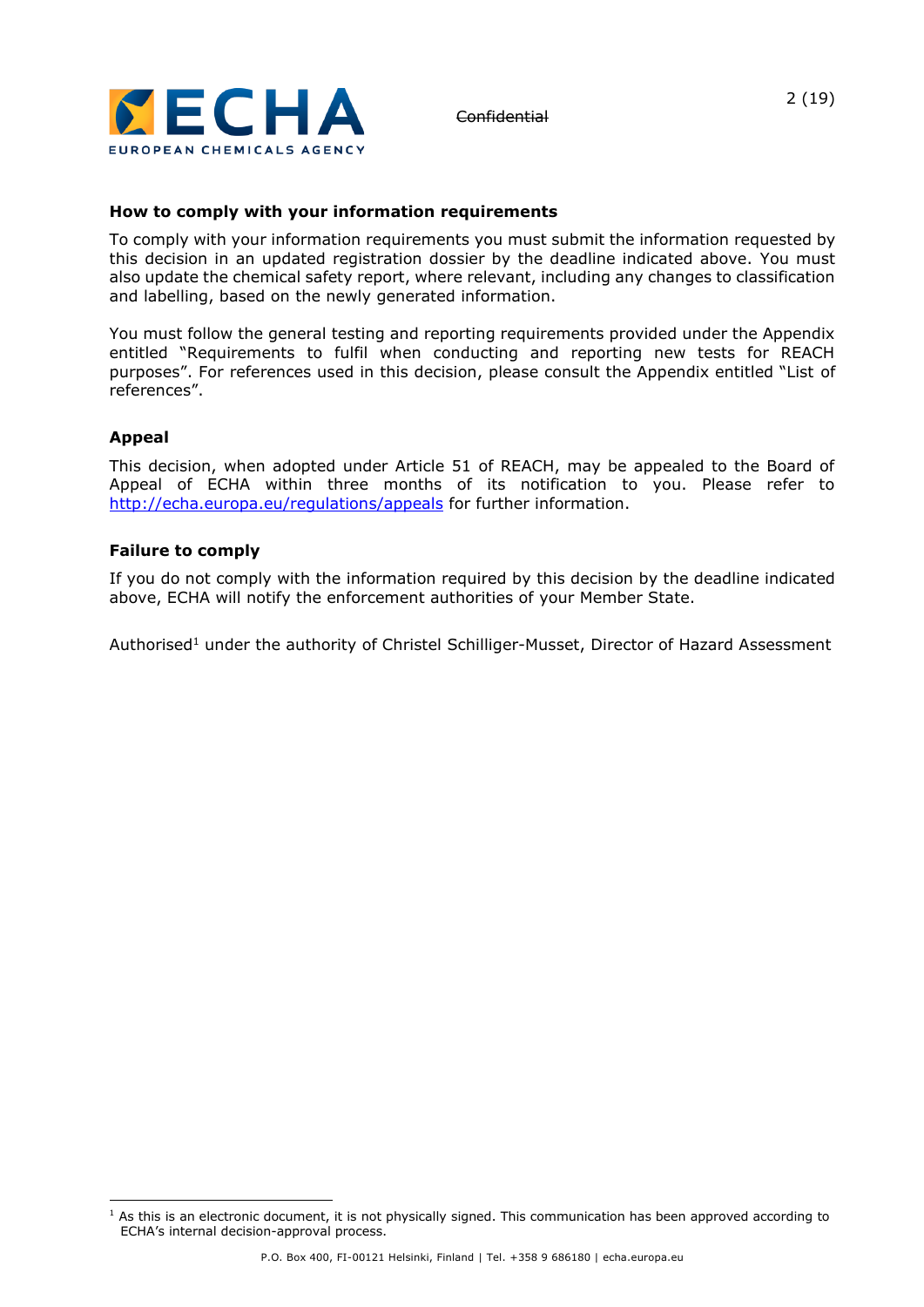~~Confidential~~

### How to comply with your information requirements

To comply with your information requirements you must submit the information requested by this decision in an updated registration dossier by the deadline indicated above. You must also update the chemical safety report, where relevant, including any changes to classification and labelling, based on the newly generated information.

You must follow the general testing and reporting requirements provided under the Appendix entitled "Requirements to fulfil when conducting and reporting new tests for REACH purposes". For references used in this decision, please consult the Appendix entitled "List of references".

### Appeal

This decision, when adopted under Article 51 of REACH, may be appealed to the Board of Appeal of ECHA within three months of its notification to you. Please refer to http://echa.europa.eu/regulations/appeals for further information.

### Failure to comply

If you do not comply with the information required by this decision by the deadline indicated above, ECHA will notify the enforcement authorities of your Member State.

Authorised[1] under the authority of Christel Schilliger-Musset, Director of Hazard Assessment

[1] As this is an electronic document, it is not physically signed. This communication has been approved according to ECHA's internal decision-approval process.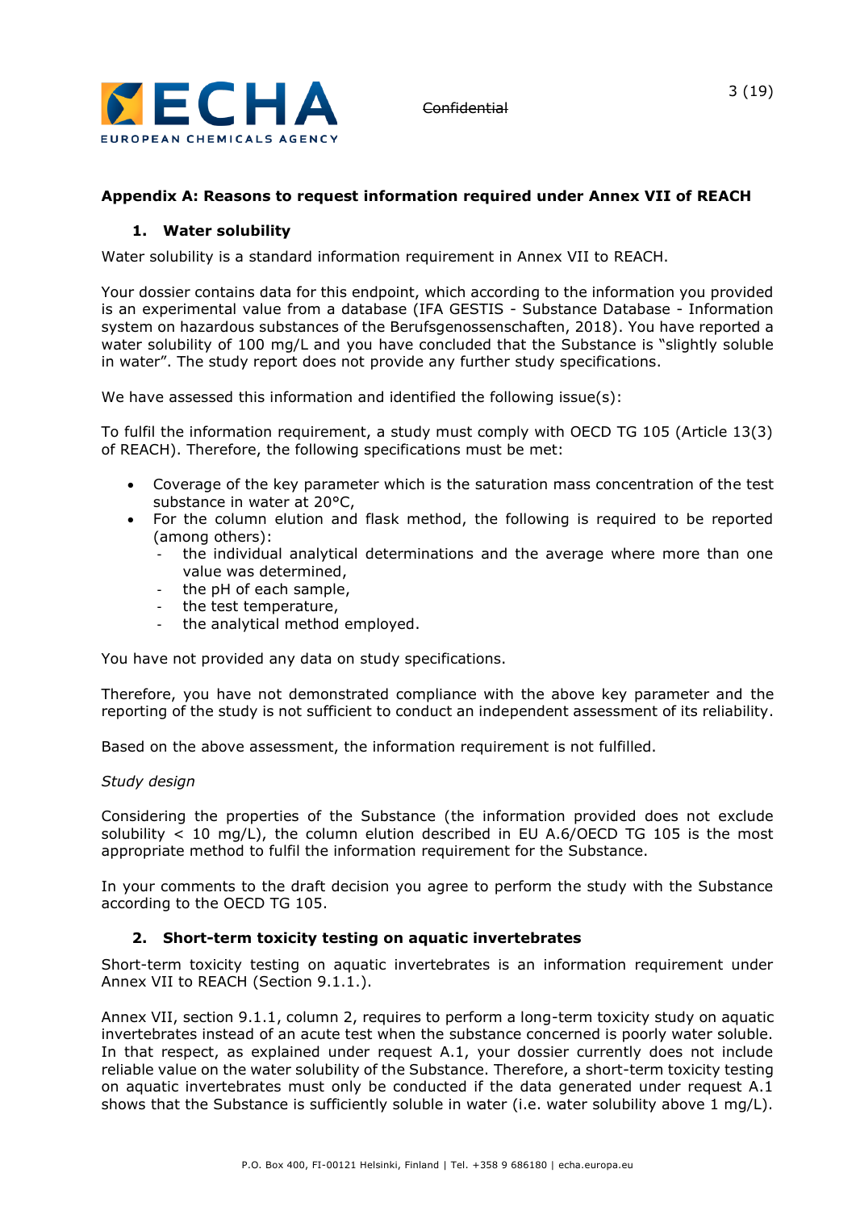## Appendix A: Reasons to request information required under Annex VII of REACH

### 1. Water solubility

Water solubility is a standard information requirement in Annex VII to REACH.

Your dossier contains data for this endpoint, which according to the information you provided is an experimental value from a database (IFA GESTIS - Substance Database - Information system on hazardous substances of the Berufsgenossenschaften, 2018). You have reported a water solubility of 100 mg/L and you have concluded that the Substance is "slightly soluble in water". The study report does not provide any further study specifications.

We have assessed this information and identified the following issue(s):

To fulfil the information requirement, a study must comply with OECD TG 105 (Article 13(3) of REACH). Therefore, the following specifications must be met:

- Coverage of the key parameter which is the saturation mass concentration of the test substance in water at 20°C,
- For the column elution and flask method, the following is required to be reported (among others):
  - the individual analytical determinations and the average where more than one value was determined,
  - the pH of each sample,
  - the test temperature,
  - the analytical method employed.

You have not provided any data on study specifications.

Therefore, you have not demonstrated compliance with the above key parameter and the reporting of the study is not sufficient to conduct an independent assessment of its reliability.

Based on the above assessment, the information requirement is not fulfilled.

*Study design*

Considering the properties of the Substance (the information provided does not exclude solubility < 10 mg/L), the column elution described in EU A.6/OECD TG 105 is the most appropriate method to fulfil the information requirement for the Substance.

In your comments to the draft decision you agree to perform the study with the Substance according to the OECD TG 105.

### 2. Short-term toxicity testing on aquatic invertebrates

Short-term toxicity testing on aquatic invertebrates is an information requirement under Annex VII to REACH (Section 9.1.1.).

Annex VII, section 9.1.1, column 2, requires to perform a long-term toxicity study on aquatic invertebrates instead of an acute test when the substance concerned is poorly water soluble. In that respect, as explained under request A.1, your dossier currently does not include reliable value on the water solubility of the Substance. Therefore, a short-term toxicity testing on aquatic invertebrates must only be conducted if the data generated under request A.1 shows that the Substance is sufficiently soluble in water (i.e. water solubility above 1 mg/L).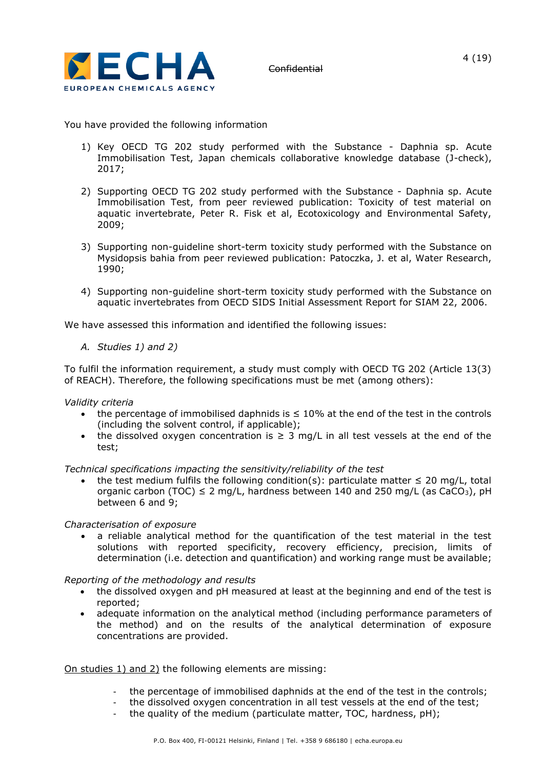You have provided the following information

1) Key OECD TG 202 study performed with the Substance - Daphnia sp. Acute Immobilisation Test, Japan chemicals collaborative knowledge database (J-check), 2017;

2) Supporting OECD TG 202 study performed with the Substance - Daphnia sp. Acute Immobilisation Test, from peer reviewed publication: Toxicity of test material on aquatic invertebrate, Peter R. Fisk et al, Ecotoxicology and Environmental Safety, 2009;

3) Supporting non-guideline short-term toxicity study performed with the Substance on Mysidopsis bahia from peer reviewed publication: Patoczka, J. et al, Water Research, 1990;

4) Supporting non-guideline short-term toxicity study performed with the Substance on aquatic invertebrates from OECD SIDS Initial Assessment Report for SIAM 22, 2006.

We have assessed this information and identified the following issues:

*A. Studies 1) and 2)*

To fulfil the information requirement, a study must comply with OECD TG 202 (Article 13(3) of REACH). Therefore, the following specifications must be met (among others):

*Validity criteria*

- the percentage of immobilised daphnids is ≤ 10% at the end of the test in the controls (including the solvent control, if applicable);
- the dissolved oxygen concentration is ≥ 3 mg/L in all test vessels at the end of the test;

*Technical specifications impacting the sensitivity/reliability of the test*

- the test medium fulfils the following condition(s): particulate matter ≤ 20 mg/L, total organic carbon (TOC) ≤ 2 mg/L, hardness between 140 and 250 mg/L (as $CaCO_3$), pH between 6 and 9;

*Characterisation of exposure*

- a reliable analytical method for the quantification of the test material in the test solutions with reported specificity, recovery efficiency, precision, limits of determination (i.e. detection and quantification) and working range must be available;

*Reporting of the methodology and results*

- the dissolved oxygen and pH measured at least at the beginning and end of the test is reported;
- adequate information on the analytical method (including performance parameters of the method) and on the results of the analytical determination of exposure concentrations are provided.

On studies 1) and 2) the following elements are missing:

- the percentage of immobilised daphnids at the end of the test in the controls;
- the dissolved oxygen concentration in all test vessels at the end of the test;
- the quality of the medium (particulate matter, TOC, hardness, pH);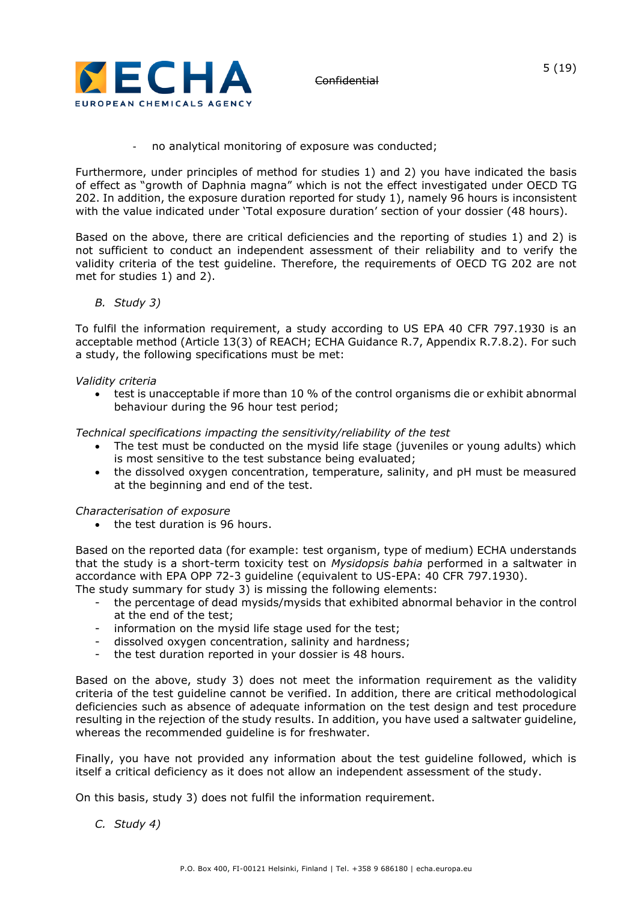- no analytical monitoring of exposure was conducted;

Furthermore, under principles of method for studies 1) and 2) you have indicated the basis of effect as "growth of Daphnia magna" which is not the effect investigated under OECD TG 202. In addition, the exposure duration reported for study 1), namely 96 hours is inconsistent with the value indicated under 'Total exposure duration' section of your dossier (48 hours).

Based on the above, there are critical deficiencies and the reporting of studies 1) and 2) is not sufficient to conduct an independent assessment of their reliability and to verify the validity criteria of the test guideline. Therefore, the requirements of OECD TG 202 are not met for studies 1) and 2).

*B. Study 3)*

To fulfil the information requirement, a study according to US EPA 40 CFR 797.1930 is an acceptable method (Article 13(3) of REACH; ECHA Guidance R.7, Appendix R.7.8.2). For such a study, the following specifications must be met:

*Validity criteria*

- test is unacceptable if more than 10 % of the control organisms die or exhibit abnormal behaviour during the 96 hour test period;

*Technical specifications impacting the sensitivity/reliability of the test*

- The test must be conducted on the mysid life stage (juveniles or young adults) which is most sensitive to the test substance being evaluated;
- the dissolved oxygen concentration, temperature, salinity, and pH must be measured at the beginning and end of the test.

*Characterisation of exposure*

- the test duration is 96 hours.

Based on the reported data (for example: test organism, type of medium) ECHA understands that the study is a short-term toxicity test on *Mysidopsis bahia* performed in a saltwater in accordance with EPA OPP 72-3 guideline (equivalent to US-EPA: 40 CFR 797.1930).
The study summary for study 3) is missing the following elements:

- the percentage of dead mysids/mysids that exhibited abnormal behavior in the control at the end of the test;
- information on the mysid life stage used for the test;
- dissolved oxygen concentration, salinity and hardness;
- the test duration reported in your dossier is 48 hours.

Based on the above, study 3) does not meet the information requirement as the validity criteria of the test guideline cannot be verified. In addition, there are critical methodological deficiencies such as absence of adequate information on the test design and test procedure resulting in the rejection of the study results. In addition, you have used a saltwater guideline, whereas the recommended guideline is for freshwater.

Finally, you have not provided any information about the test guideline followed, which is itself a critical deficiency as it does not allow an independent assessment of the study.

On this basis, study 3) does not fulfil the information requirement.

*C. Study 4)*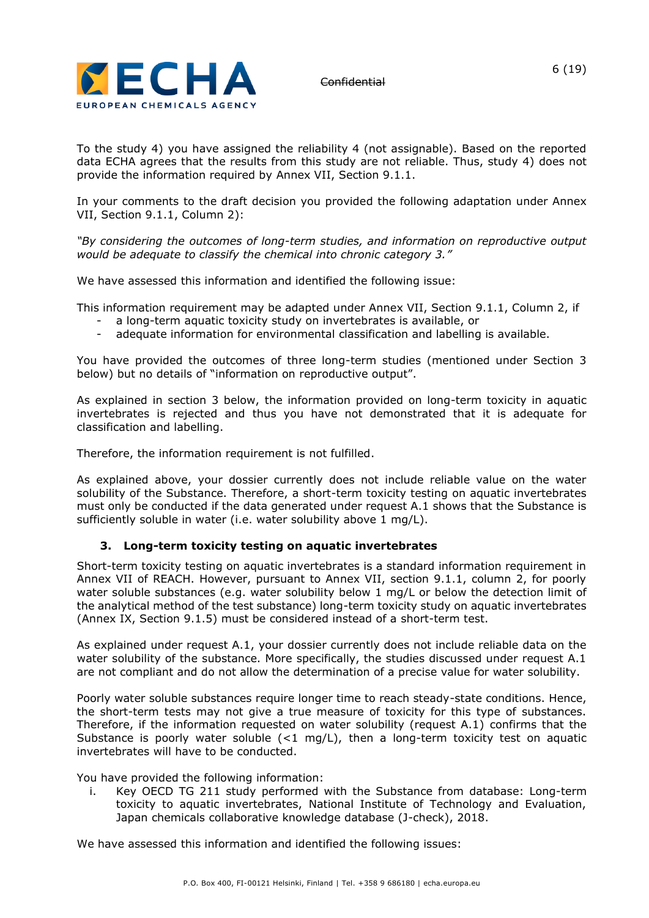To the study 4) you have assigned the reliability 4 (not assignable). Based on the reported data ECHA agrees that the results from this study are not reliable. Thus, study 4) does not provide the information required by Annex VII, Section 9.1.1.

In your comments to the draft decision you provided the following adaptation under Annex VII, Section 9.1.1, Column 2):

*"By considering the outcomes of long-term studies, and information on reproductive output would be adequate to classify the chemical into chronic category 3."*

We have assessed this information and identified the following issue:

This information requirement may be adapted under Annex VII, Section 9.1.1, Column 2, if

- a long-term aquatic toxicity study on invertebrates is available, or
- adequate information for environmental classification and labelling is available.

You have provided the outcomes of three long-term studies (mentioned under Section 3 below) but no details of "information on reproductive output".

As explained in section 3 below, the information provided on long-term toxicity in aquatic invertebrates is rejected and thus you have not demonstrated that it is adequate for classification and labelling.

Therefore, the information requirement is not fulfilled.

As explained above, your dossier currently does not include reliable value on the water solubility of the Substance. Therefore, a short-term toxicity testing on aquatic invertebrates must only be conducted if the data generated under request A.1 shows that the Substance is sufficiently soluble in water (i.e. water solubility above 1 mg/L).

### 3. Long-term toxicity testing on aquatic invertebrates

Short-term toxicity testing on aquatic invertebrates is a standard information requirement in Annex VII of REACH. However, pursuant to Annex VII, section 9.1.1, column 2, for poorly water soluble substances (e.g. water solubility below 1 mg/L or below the detection limit of the analytical method of the test substance) long-term toxicity study on aquatic invertebrates (Annex IX, Section 9.1.5) must be considered instead of a short-term test.

As explained under request A.1, your dossier currently does not include reliable data on the water solubility of the substance. More specifically, the studies discussed under request A.1 are not compliant and do not allow the determination of a precise value for water solubility.

Poorly water soluble substances require longer time to reach steady-state conditions. Hence, the short-term tests may not give a true measure of toxicity for this type of substances. Therefore, if the information requested on water solubility (request A.1) confirms that the Substance is poorly water soluble (<1 mg/L), then a long-term toxicity test on aquatic invertebrates will have to be conducted.

You have provided the following information:

i. Key OECD TG 211 study performed with the Substance from database: Long-term toxicity to aquatic invertebrates, National Institute of Technology and Evaluation, Japan chemicals collaborative knowledge database (J-check), 2018.

We have assessed this information and identified the following issues: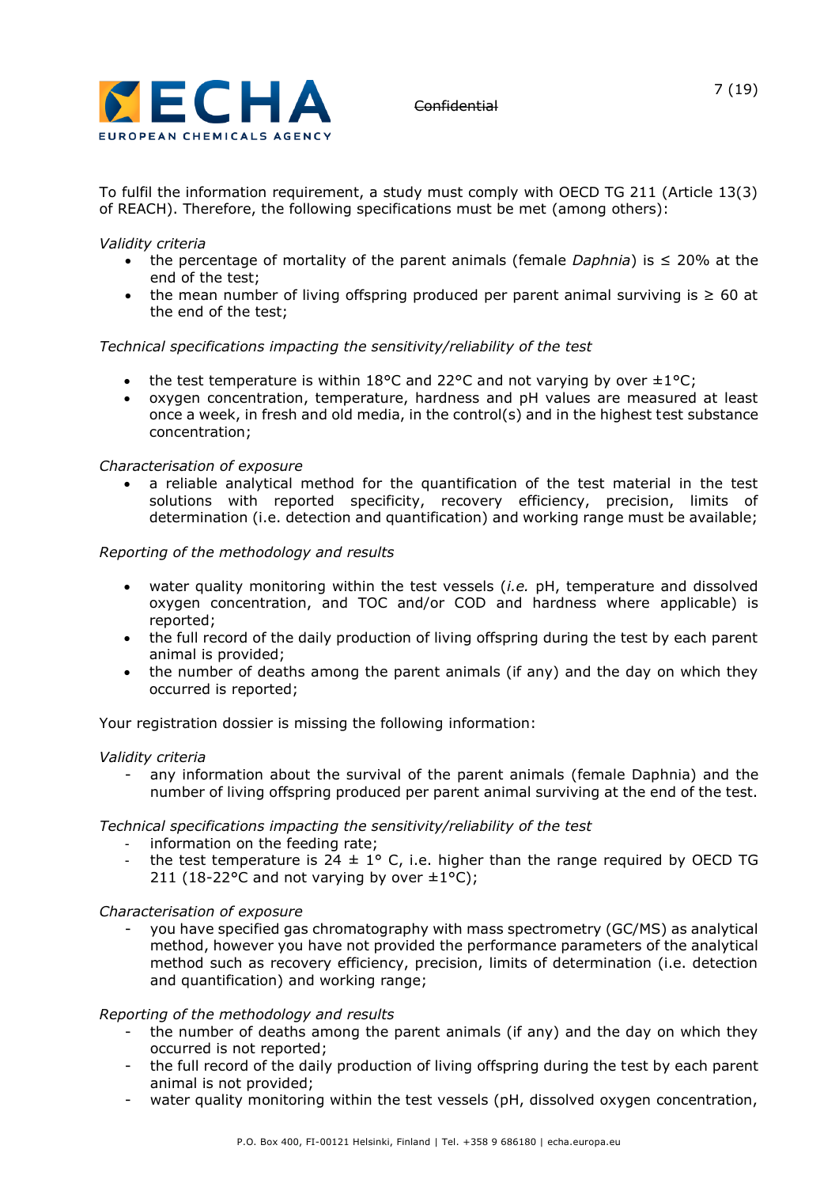To fulfil the information requirement, a study must comply with OECD TG 211 (Article 13(3) of REACH). Therefore, the following specifications must be met (among others):

*Validity criteria*

- the percentage of mortality of the parent animals (female *Daphnia*) is ≤ 20% at the end of the test;
- the mean number of living offspring produced per parent animal surviving is ≥ 60 at the end of the test;

*Technical specifications impacting the sensitivity/reliability of the test*

- the test temperature is within 18°C and 22°C and not varying by over ±1°C;
- oxygen concentration, temperature, hardness and pH values are measured at least once a week, in fresh and old media, in the control(s) and in the highest test substance concentration;

*Characterisation of exposure*

- a reliable analytical method for the quantification of the test material in the test solutions with reported specificity, recovery efficiency, precision, limits of determination (i.e. detection and quantification) and working range must be available;

*Reporting of the methodology and results*

- water quality monitoring within the test vessels (*i.e.* pH, temperature and dissolved oxygen concentration, and TOC and/or COD and hardness where applicable) is reported;
- the full record of the daily production of living offspring during the test by each parent animal is provided;
- the number of deaths among the parent animals (if any) and the day on which they occurred is reported;

Your registration dossier is missing the following information:

*Validity criteria*

- any information about the survival of the parent animals (female Daphnia) and the number of living offspring produced per parent animal surviving at the end of the test.

*Technical specifications impacting the sensitivity/reliability of the test*

- information on the feeding rate;
- the test temperature is 24 ± 1° C, i.e. higher than the range required by OECD TG 211 (18-22°C and not varying by over ±1°C);

*Characterisation of exposure*

- you have specified gas chromatography with mass spectrometry (GC/MS) as analytical method, however you have not provided the performance parameters of the analytical method such as recovery efficiency, precision, limits of determination (i.e. detection and quantification) and working range;

*Reporting of the methodology and results*

- the number of deaths among the parent animals (if any) and the day on which they occurred is not reported;
- the full record of the daily production of living offspring during the test by each parent animal is not provided;
- water quality monitoring within the test vessels (pH, dissolved oxygen concentration,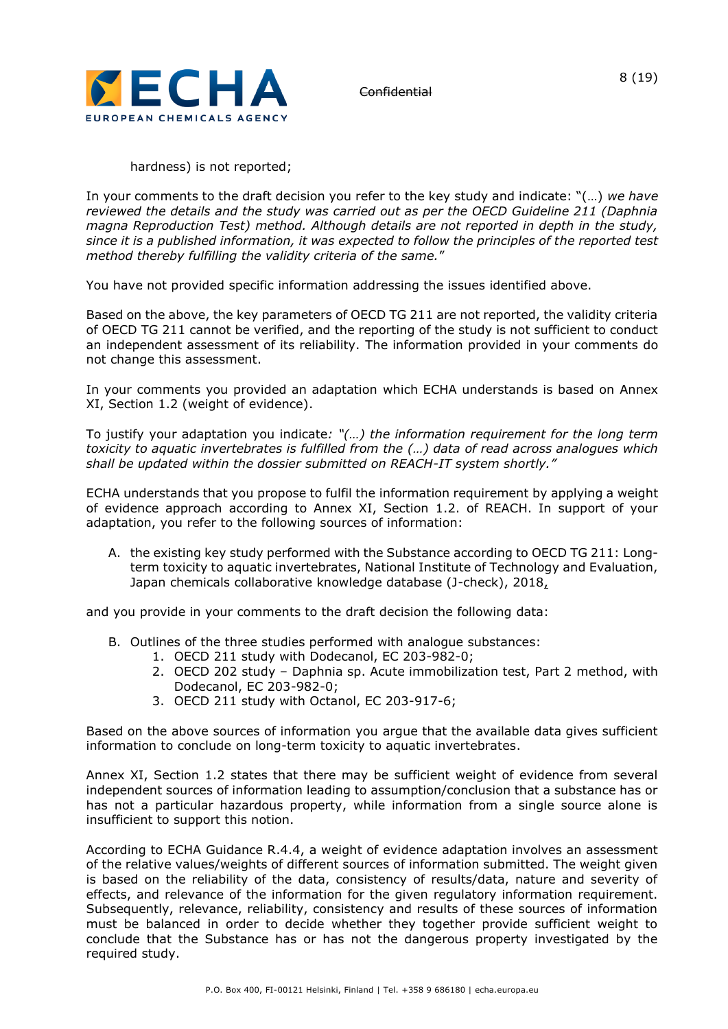hardness) is not reported;

In your comments to the draft decision you refer to the key study and indicate: "(…) *we have reviewed the details and the study was carried out as per the OECD Guideline 211 (Daphnia magna Reproduction Test) method. Although details are not reported in depth in the study, since it is a published information, it was expected to follow the principles of the reported test method thereby fulfilling the validity criteria of the same.*"

You have not provided specific information addressing the issues identified above.

Based on the above, the key parameters of OECD TG 211 are not reported, the validity criteria of OECD TG 211 cannot be verified, and the reporting of the study is not sufficient to conduct an independent assessment of its reliability. The information provided in your comments do not change this assessment.

In your comments you provided an adaptation which ECHA understands is based on Annex XI, Section 1.2 (weight of evidence).

To justify your adaptation you indicate*: "(…) the information requirement for the long term toxicity to aquatic invertebrates is fulfilled from the (…) data of read across analogues which shall be updated within the dossier submitted on REACH-IT system shortly."*

ECHA understands that you propose to fulfil the information requirement by applying a weight of evidence approach according to Annex XI, Section 1.2. of REACH. In support of your adaptation, you refer to the following sources of information:

A. the existing key study performed with the Substance according to OECD TG 211: Long-term toxicity to aquatic invertebrates, National Institute of Technology and Evaluation, Japan chemicals collaborative knowledge database (J-check), 2018,

and you provide in your comments to the draft decision the following data:

B. Outlines of the three studies performed with analogue substances:
   1. OECD 211 study with Dodecanol, EC 203-982-0;
   2. OECD 202 study – Daphnia sp. Acute immobilization test, Part 2 method, with Dodecanol, EC 203-982-0;
   3. OECD 211 study with Octanol, EC 203-917-6;

Based on the above sources of information you argue that the available data gives sufficient information to conclude on long-term toxicity to aquatic invertebrates.

Annex XI, Section 1.2 states that there may be sufficient weight of evidence from several independent sources of information leading to assumption/conclusion that a substance has or has not a particular hazardous property, while information from a single source alone is insufficient to support this notion.

According to ECHA Guidance R.4.4, a weight of evidence adaptation involves an assessment of the relative values/weights of different sources of information submitted. The weight given is based on the reliability of the data, consistency of results/data, nature and severity of effects, and relevance of the information for the given regulatory information requirement. Subsequently, relevance, reliability, consistency and results of these sources of information must be balanced in order to decide whether they together provide sufficient weight to conclude that the Substance has or has not the dangerous property investigated by the required study.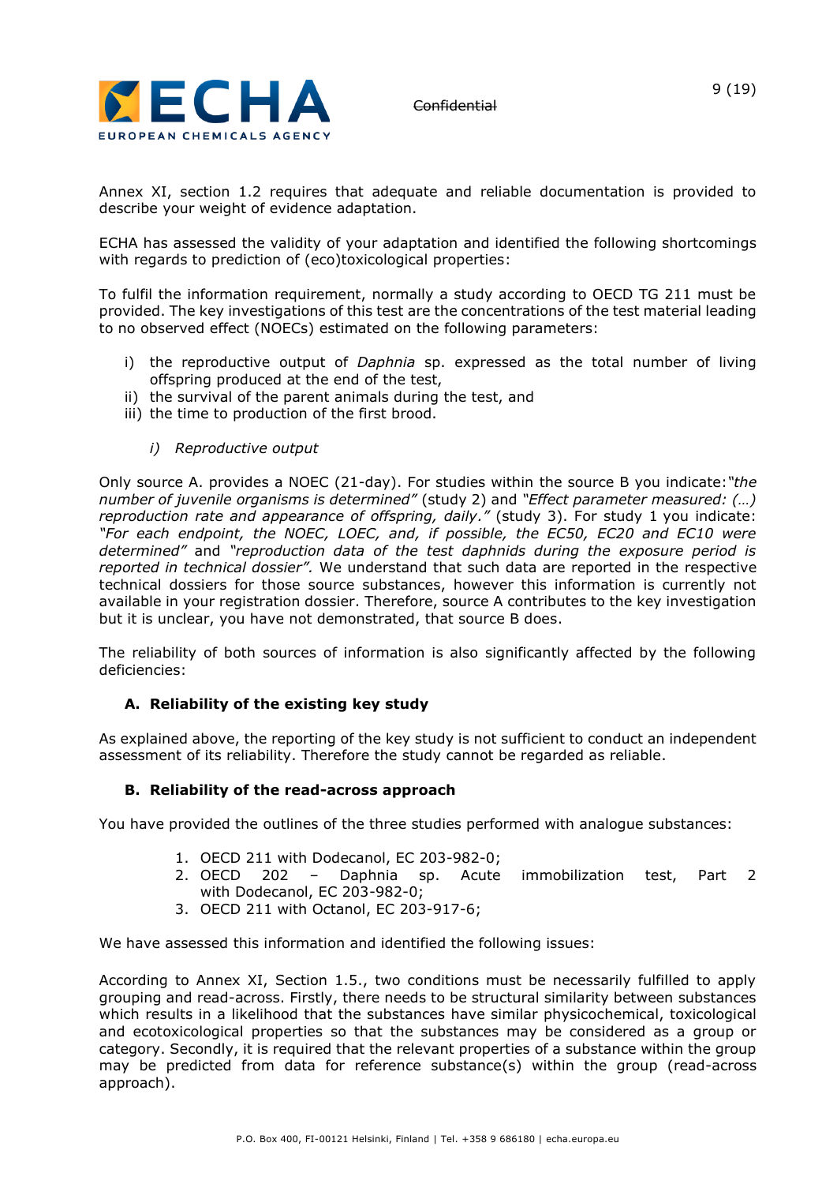Annex XI, section 1.2 requires that adequate and reliable documentation is provided to describe your weight of evidence adaptation.

ECHA has assessed the validity of your adaptation and identified the following shortcomings with regards to prediction of (eco)toxicological properties:

To fulfil the information requirement, normally a study according to OECD TG 211 must be provided. The key investigations of this test are the concentrations of the test material leading to no observed effect (NOECs) estimated on the following parameters:

i) the reproductive output of *Daphnia* sp. expressed as the total number of living offspring produced at the end of the test,
ii) the survival of the parent animals during the test, and
iii) the time to production of the first brood.

*i) Reproductive output*

Only source A. provides a NOEC (21-day). For studies within the source B you indicate: *"the number of juvenile organisms is determined"* (study 2) and *"Effect parameter measured: (…) reproduction rate and appearance of offspring, daily."* (study 3). For study 1 you indicate: *"For each endpoint, the NOEC, LOEC, and, if possible, the EC50, EC20 and EC10 were determined"* and *"reproduction data of the test daphnids during the exposure period is reported in technical dossier".* We understand that such data are reported in the respective technical dossiers for those source substances, however this information is currently not available in your registration dossier. Therefore, source A contributes to the key investigation but it is unclear, you have not demonstrated, that source B does.

The reliability of both sources of information is also significantly affected by the following deficiencies:

**A. Reliability of the existing key study**

As explained above, the reporting of the key study is not sufficient to conduct an independent assessment of its reliability. Therefore the study cannot be regarded as reliable.

**B. Reliability of the read-across approach**

You have provided the outlines of the three studies performed with analogue substances:

1. OECD 211 with Dodecanol, EC 203-982-0;
2. OECD 202 – Daphnia sp. Acute immobilization test, Part 2 with Dodecanol, EC 203-982-0;
3. OECD 211 with Octanol, EC 203-917-6;

We have assessed this information and identified the following issues:

According to Annex XI, Section 1.5., two conditions must be necessarily fulfilled to apply grouping and read-across. Firstly, there needs to be structural similarity between substances which results in a likelihood that the substances have similar physicochemical, toxicological and ecotoxicological properties so that the substances may be considered as a group or category. Secondly, it is required that the relevant properties of a substance within the group may be predicted from data for reference substance(s) within the group (read-across approach).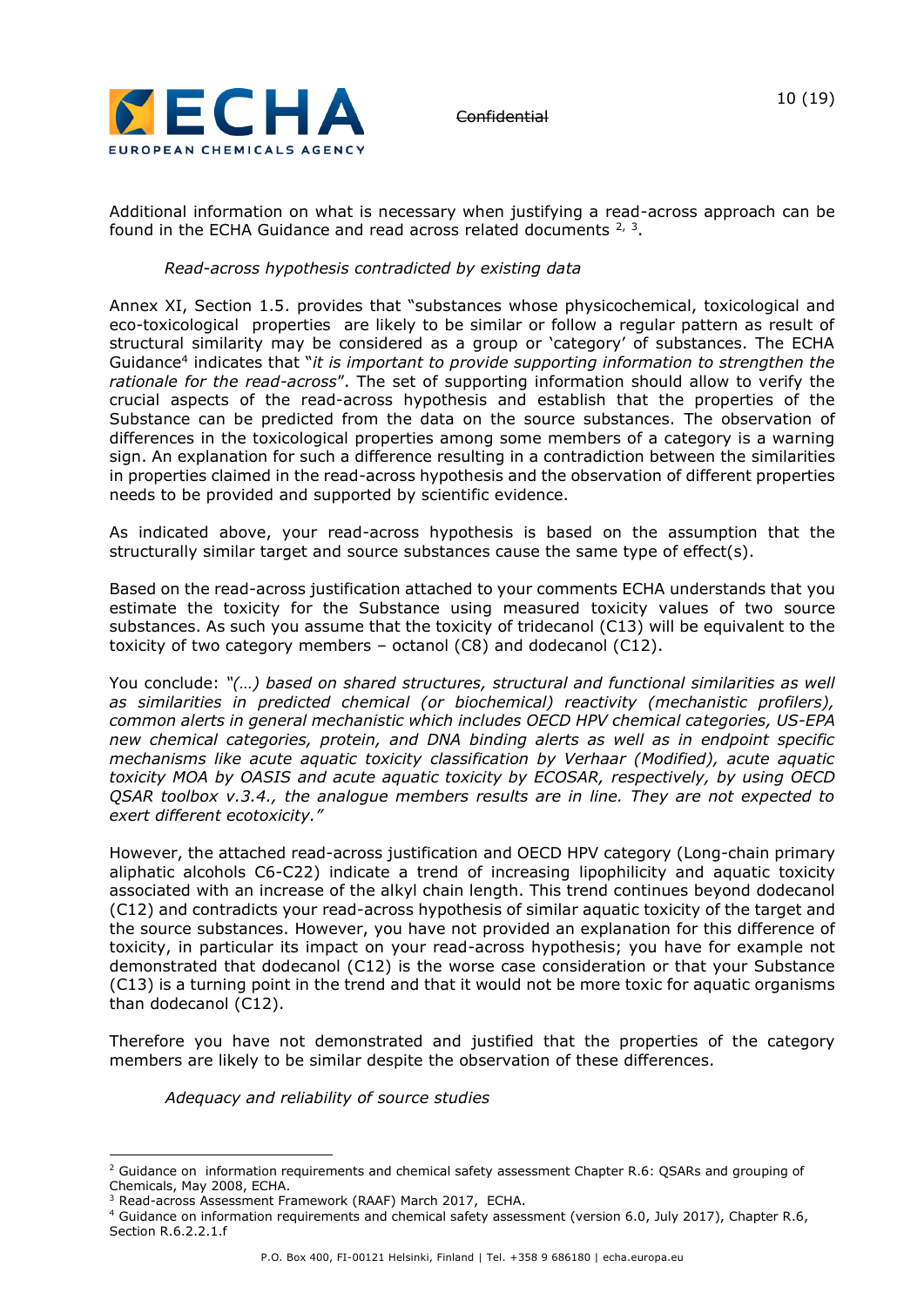Additional information on what is necessary when justifying a read-across approach can be found in the ECHA Guidance and read across related documents [2, 3].

*Read-across hypothesis contradicted by existing data*

Annex XI, Section 1.5. provides that "substances whose physicochemical, toxicological and eco-toxicological properties are likely to be similar or follow a regular pattern as result of structural similarity may be considered as a group or 'category' of substances. The ECHA Guidance[4] indicates that "*it is important to provide supporting information to strengthen the rationale for the read-across*". The set of supporting information should allow to verify the crucial aspects of the read-across hypothesis and establish that the properties of the Substance can be predicted from the data on the source substances. The observation of differences in the toxicological properties among some members of a category is a warning sign. An explanation for such a difference resulting in a contradiction between the similarities in properties claimed in the read-across hypothesis and the observation of different properties needs to be provided and supported by scientific evidence.

As indicated above, your read-across hypothesis is based on the assumption that the structurally similar target and source substances cause the same type of effect(s).

Based on the read-across justification attached to your comments ECHA understands that you estimate the toxicity for the Substance using measured toxicity values of two source substances. As such you assume that the toxicity of tridecanol (C13) will be equivalent to the toxicity of two category members – octanol (C8) and dodecanol (C12).

You conclude: *"(…) based on shared structures, structural and functional similarities as well as similarities in predicted chemical (or biochemical) reactivity (mechanistic profilers), common alerts in general mechanistic which includes OECD HPV chemical categories, US-EPA new chemical categories, protein, and DNA binding alerts as well as in endpoint specific mechanisms like acute aquatic toxicity classification by Verhaar (Modified), acute aquatic toxicity MOA by OASIS and acute aquatic toxicity by ECOSAR, respectively, by using OECD QSAR toolbox v.3.4., the analogue members results are in line. They are not expected to exert different ecotoxicity."*

However, the attached read-across justification and OECD HPV category (Long-chain primary aliphatic alcohols C6-C22) indicate a trend of increasing lipophilicity and aquatic toxicity associated with an increase of the alkyl chain length. This trend continues beyond dodecanol (C12) and contradicts your read-across hypothesis of similar aquatic toxicity of the target and the source substances. However, you have not provided an explanation for this difference of toxicity, in particular its impact on your read-across hypothesis; you have for example not demonstrated that dodecanol (C12) is the worse case consideration or that your Substance (C13) is a turning point in the trend and that it would not be more toxic for aquatic organisms than dodecanol (C12).

Therefore you have not demonstrated and justified that the properties of the category members are likely to be similar despite the observation of these differences.

*Adequacy and reliability of source studies*

---

[2] Guidance on information requirements and chemical safety assessment Chapter R.6: QSARs and grouping of Chemicals, May 2008, ECHA.

[3] Read-across Assessment Framework (RAAF) March 2017, ECHA.

[4] Guidance on information requirements and chemical safety assessment (version 6.0, July 2017), Chapter R.6, Section R.6.2.2.1.f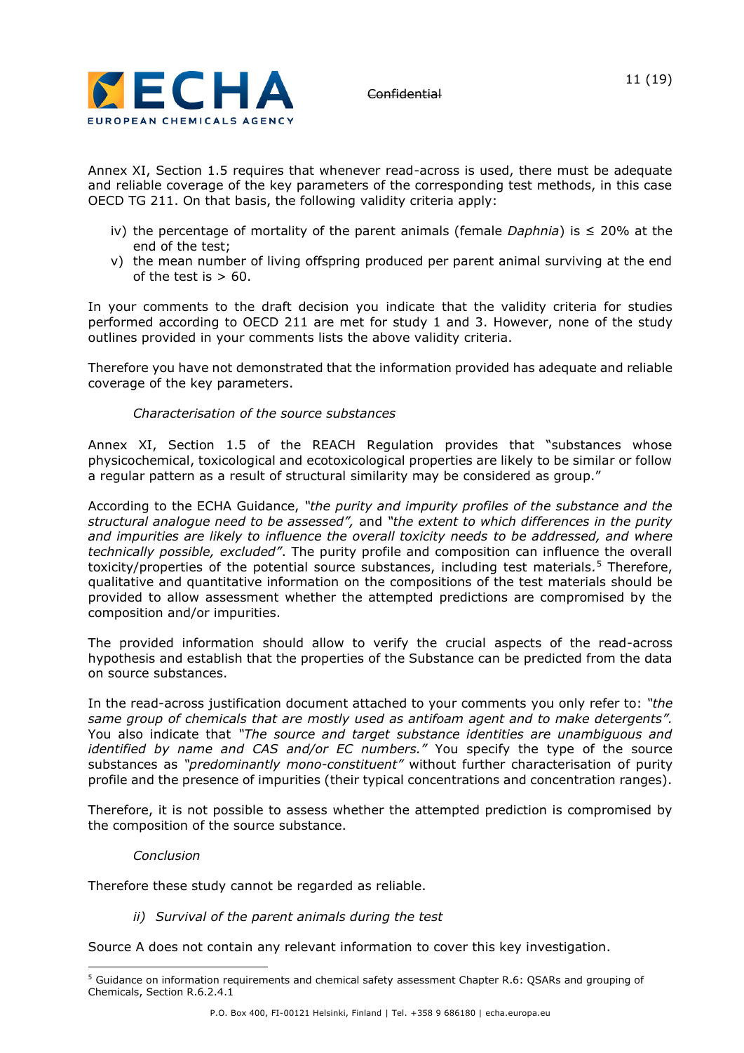Annex XI, Section 1.5 requires that whenever read-across is used, there must be adequate and reliable coverage of the key parameters of the corresponding test methods, in this case OECD TG 211. On that basis, the following validity criteria apply:

iv) the percentage of mortality of the parent animals (female *Daphnia*) is ≤ 20% at the end of the test;
v) the mean number of living offspring produced per parent animal surviving at the end of the test is > 60.

In your comments to the draft decision you indicate that the validity criteria for studies performed according to OECD 211 are met for study 1 and 3. However, none of the study outlines provided in your comments lists the above validity criteria.

Therefore you have not demonstrated that the information provided has adequate and reliable coverage of the key parameters.

*Characterisation of the source substances*

Annex XI, Section 1.5 of the REACH Regulation provides that "substances whose physicochemical, toxicological and ecotoxicological properties are likely to be similar or follow a regular pattern as a result of structural similarity may be considered as group."

According to the ECHA Guidance, *"the purity and impurity profiles of the substance and the structural analogue need to be assessed",* and *"the extent to which differences in the purity and impurities are likely to influence the overall toxicity needs to be addressed, and where technically possible, excluded".* The purity profile and composition can influence the overall toxicity/properties of the potential source substances, including test materials.[5] Therefore, qualitative and quantitative information on the compositions of the test materials should be provided to allow assessment whether the attempted predictions are compromised by the composition and/or impurities.

The provided information should allow to verify the crucial aspects of the read-across hypothesis and establish that the properties of the Substance can be predicted from the data on source substances.

In the read-across justification document attached to your comments you only refer to: *"the same group of chemicals that are mostly used as antifoam agent and to make detergents".* You also indicate that *"The source and target substance identities are unambiguous and identified by name and CAS and/or EC numbers."* You specify the type of the source substances as *"predominantly mono-constituent"* without further characterisation of purity profile and the presence of impurities (their typical concentrations and concentration ranges).

Therefore, it is not possible to assess whether the attempted prediction is compromised by the composition of the source substance.

*Conclusion*

Therefore these study cannot be regarded as reliable.

*ii) Survival of the parent animals during the test*

Source A does not contain any relevant information to cover this key investigation.

---

[5] Guidance on information requirements and chemical safety assessment Chapter R.6: QSARs and grouping of Chemicals, Section R.6.2.4.1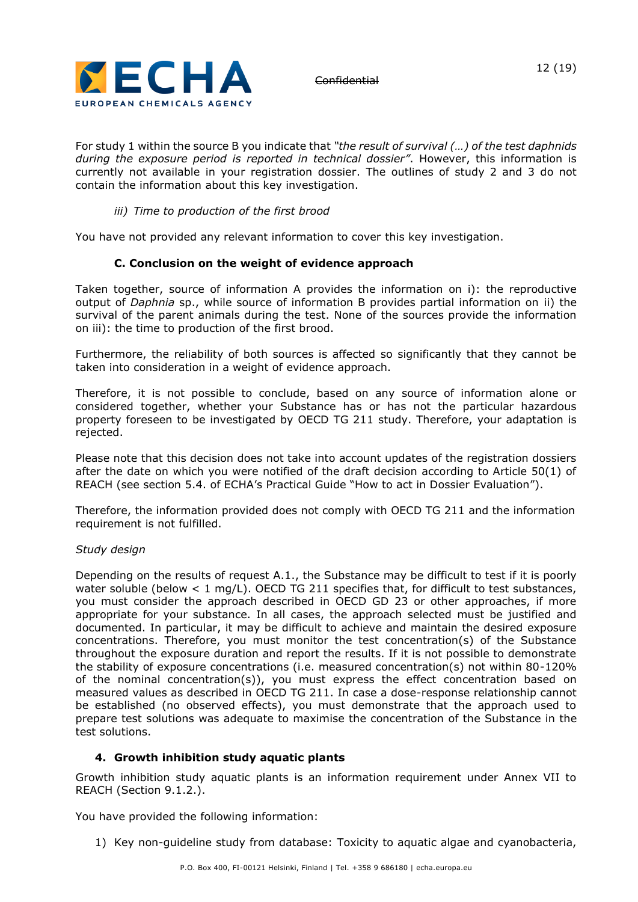For study 1 within the source B you indicate that *"the result of survival (…) of the test daphnids during the exposure period is reported in technical dossier"*. However, this information is currently not available in your registration dossier. The outlines of study 2 and 3 do not contain the information about this key investigation.

*iii) Time to production of the first brood*

You have not provided any relevant information to cover this key investigation.

**C. Conclusion on the weight of evidence approach**

Taken together, source of information A provides the information on i): the reproductive output of *Daphnia* sp., while source of information B provides partial information on ii) the survival of the parent animals during the test. None of the sources provide the information on iii): the time to production of the first brood.

Furthermore, the reliability of both sources is affected so significantly that they cannot be taken into consideration in a weight of evidence approach.

Therefore, it is not possible to conclude, based on any source of information alone or considered together, whether your Substance has or has not the particular hazardous property foreseen to be investigated by OECD TG 211 study. Therefore, your adaptation is rejected.

Please note that this decision does not take into account updates of the registration dossiers after the date on which you were notified of the draft decision according to Article 50(1) of REACH (see section 5.4. of ECHA's Practical Guide "How to act in Dossier Evaluation").

Therefore, the information provided does not comply with OECD TG 211 and the information requirement is not fulfilled.

*Study design*

Depending on the results of request A.1., the Substance may be difficult to test if it is poorly water soluble (below < 1 mg/L). OECD TG 211 specifies that, for difficult to test substances, you must consider the approach described in OECD GD 23 or other approaches, if more appropriate for your substance. In all cases, the approach selected must be justified and documented. In particular, it may be difficult to achieve and maintain the desired exposure concentrations. Therefore, you must monitor the test concentration(s) of the Substance throughout the exposure duration and report the results. If it is not possible to demonstrate the stability of exposure concentrations (i.e. measured concentration(s) not within 80-120% of the nominal concentration(s)), you must express the effect concentration based on measured values as described in OECD TG 211. In case a dose-response relationship cannot be established (no observed effects), you must demonstrate that the approach used to prepare test solutions was adequate to maximise the concentration of the Substance in the test solutions.

## 4. Growth inhibition study aquatic plants

Growth inhibition study aquatic plants is an information requirement under Annex VII to REACH (Section 9.1.2.).

You have provided the following information:

1) Key non-guideline study from database: Toxicity to aquatic algae and cyanobacteria,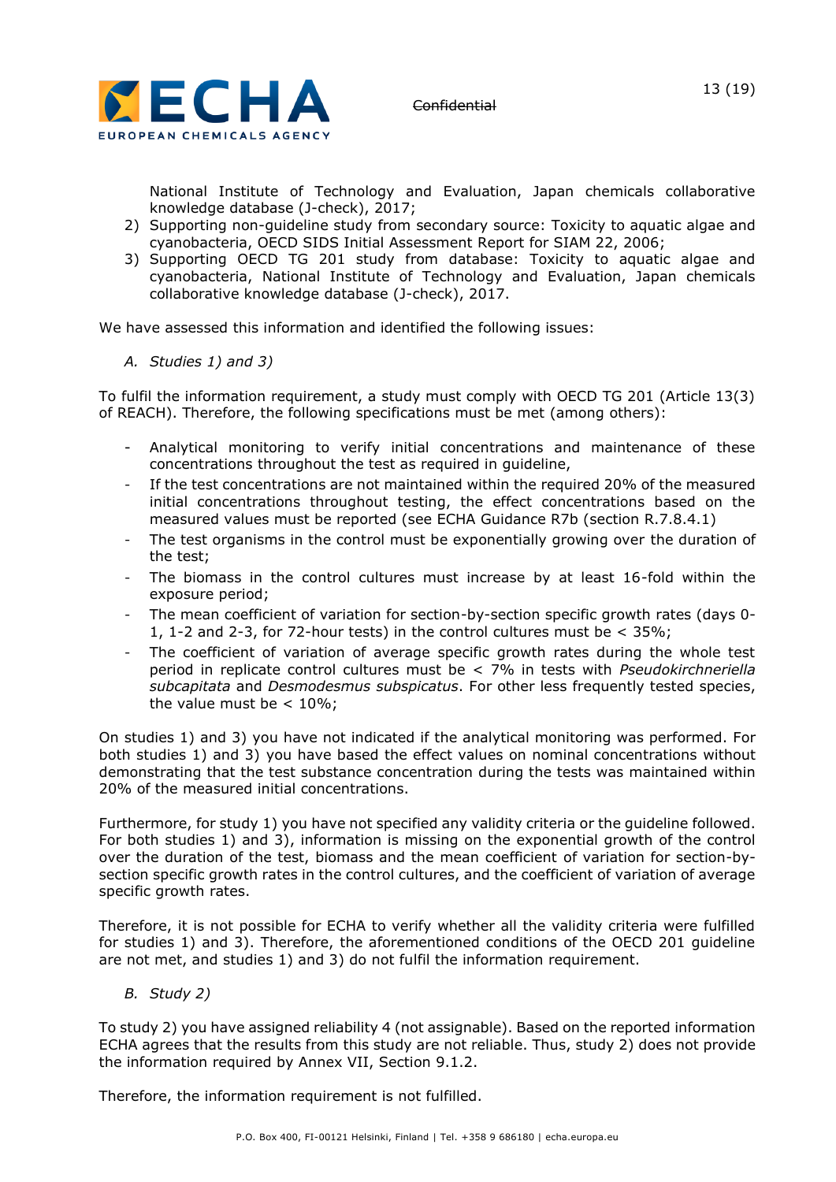National Institute of Technology and Evaluation, Japan chemicals collaborative knowledge database (J-check), 2017;

2) Supporting non-guideline study from secondary source: Toxicity to aquatic algae and cyanobacteria, OECD SIDS Initial Assessment Report for SIAM 22, 2006;
3) Supporting OECD TG 201 study from database: Toxicity to aquatic algae and cyanobacteria, National Institute of Technology and Evaluation, Japan chemicals collaborative knowledge database (J-check), 2017.

We have assessed this information and identified the following issues:

*A. Studies 1) and 3)*

To fulfil the information requirement, a study must comply with OECD TG 201 (Article 13(3) of REACH). Therefore, the following specifications must be met (among others):

- Analytical monitoring to verify initial concentrations and maintenance of these concentrations throughout the test as required in guideline,
- If the test concentrations are not maintained within the required 20% of the measured initial concentrations throughout testing, the effect concentrations based on the measured values must be reported (see ECHA Guidance R7b (section R.7.8.4.1)
- The test organisms in the control must be exponentially growing over the duration of the test;
- The biomass in the control cultures must increase by at least 16-fold within the exposure period;
- The mean coefficient of variation for section-by-section specific growth rates (days 0-1, 1-2 and 2-3, for 72-hour tests) in the control cultures must be < 35%;
- The coefficient of variation of average specific growth rates during the whole test period in replicate control cultures must be < 7% in tests with *Pseudokirchneriella subcapitata* and *Desmodesmus subspicatus*. For other less frequently tested species, the value must be < 10%;

On studies 1) and 3) you have not indicated if the analytical monitoring was performed. For both studies 1) and 3) you have based the effect values on nominal concentrations without demonstrating that the test substance concentration during the tests was maintained within 20% of the measured initial concentrations.

Furthermore, for study 1) you have not specified any validity criteria or the guideline followed. For both studies 1) and 3), information is missing on the exponential growth of the control over the duration of the test, biomass and the mean coefficient of variation for section-by-section specific growth rates in the control cultures, and the coefficient of variation of average specific growth rates.

Therefore, it is not possible for ECHA to verify whether all the validity criteria were fulfilled for studies 1) and 3). Therefore, the aforementioned conditions of the OECD 201 guideline are not met, and studies 1) and 3) do not fulfil the information requirement.

*B. Study 2)*

To study 2) you have assigned reliability 4 (not assignable). Based on the reported information ECHA agrees that the results from this study are not reliable. Thus, study 2) does not provide the information required by Annex VII, Section 9.1.2.

Therefore, the information requirement is not fulfilled.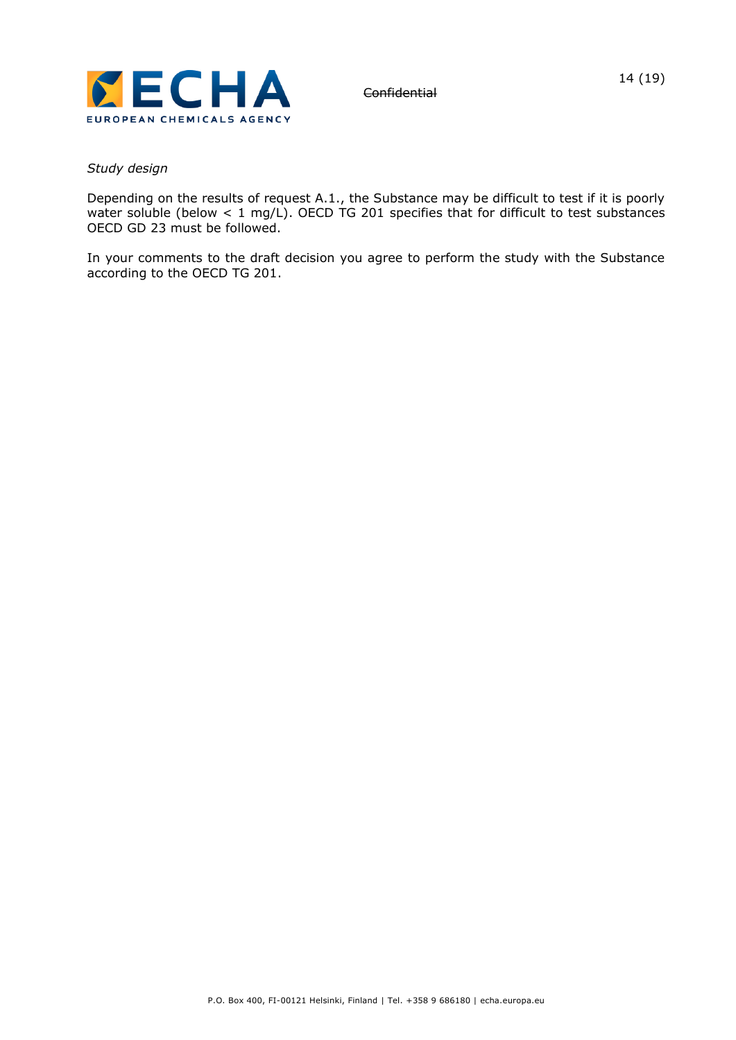*Study design*

Depending on the results of request A.1., the Substance may be difficult to test if it is poorly water soluble (below < 1 mg/L). OECD TG 201 specifies that for difficult to test substances OECD GD 23 must be followed.

In your comments to the draft decision you agree to perform the study with the Substance according to the OECD TG 201.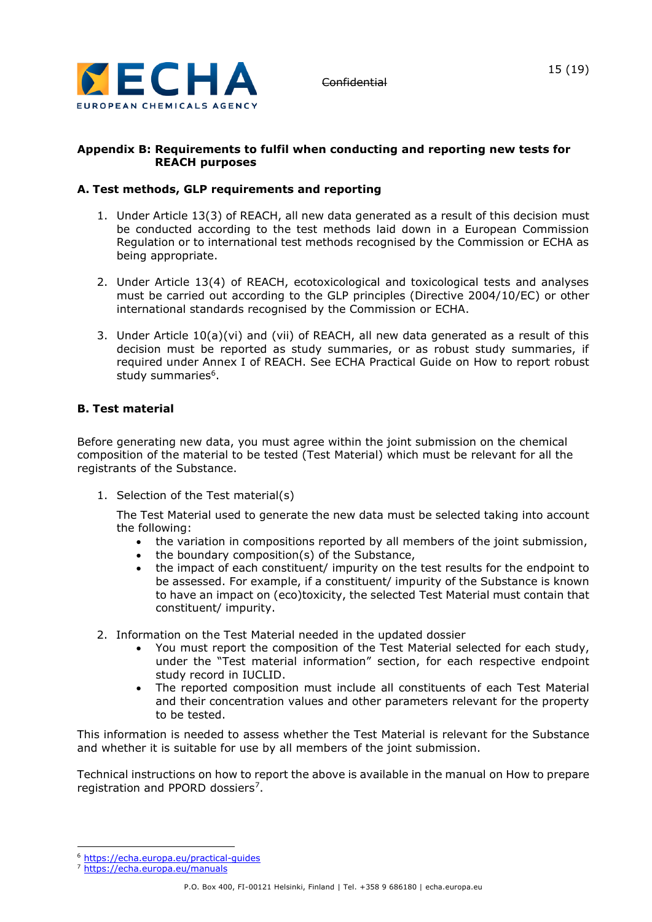## Appendix B: Requirements to fulfil when conducting and reporting new tests for REACH purposes

### A. Test methods, GLP requirements and reporting

1. Under Article 13(3) of REACH, all new data generated as a result of this decision must be conducted according to the test methods laid down in a European Commission Regulation or to international test methods recognised by the Commission or ECHA as being appropriate.

2. Under Article 13(4) of REACH, ecotoxicological and toxicological tests and analyses must be carried out according to the GLP principles (Directive 2004/10/EC) or other international standards recognised by the Commission or ECHA.

3. Under Article 10(a)(vi) and (vii) of REACH, all new data generated as a result of this decision must be reported as study summaries, or as robust study summaries, if required under Annex I of REACH. See ECHA Practical Guide on How to report robust study summaries[6].

### B. Test material

Before generating new data, you must agree within the joint submission on the chemical composition of the material to be tested (Test Material) which must be relevant for all the registrants of the Substance.

1. Selection of the Test material(s)

   The Test Material used to generate the new data must be selected taking into account the following:
   - the variation in compositions reported by all members of the joint submission,
   - the boundary composition(s) of the Substance,
   - the impact of each constituent/ impurity on the test results for the endpoint to be assessed. For example, if a constituent/ impurity of the Substance is known to have an impact on (eco)toxicity, the selected Test Material must contain that constituent/ impurity.

2. Information on the Test Material needed in the updated dossier
   - You must report the composition of the Test Material selected for each study, under the "Test material information" section, for each respective endpoint study record in IUCLID.
   - The reported composition must include all constituents of each Test Material and their concentration values and other parameters relevant for the property to be tested.

This information is needed to assess whether the Test Material is relevant for the Substance and whether it is suitable for use by all members of the joint submission.

Technical instructions on how to report the above is available in the manual on How to prepare registration and PPORD dossiers[7].

---

[6] https://echa.europa.eu/practical-guides

[7] https://echa.europa.eu/manuals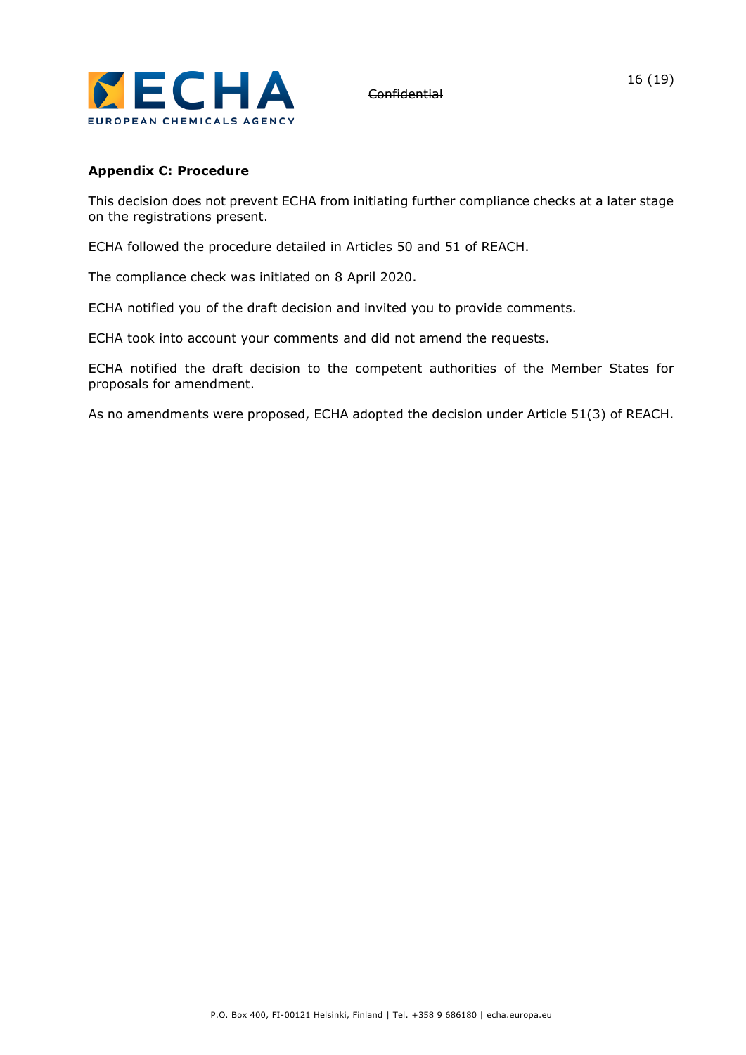## Appendix C: Procedure

This decision does not prevent ECHA from initiating further compliance checks at a later stage on the registrations present.

ECHA followed the procedure detailed in Articles 50 and 51 of REACH.

The compliance check was initiated on 8 April 2020.

ECHA notified you of the draft decision and invited you to provide comments.

ECHA took into account your comments and did not amend the requests.

ECHA notified the draft decision to the competent authorities of the Member States for proposals for amendment.

As no amendments were proposed, ECHA adopted the decision under Article 51(3) of REACH.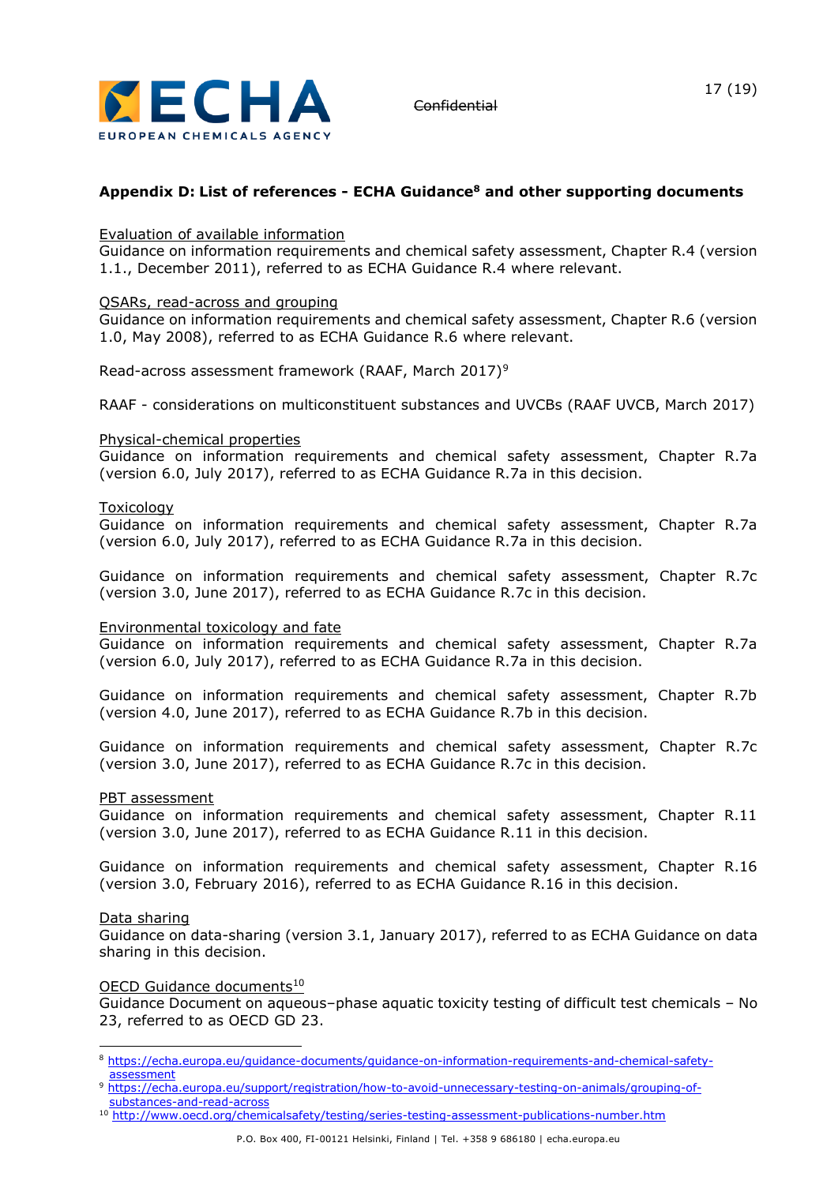## Appendix D: List of references - ECHA Guidance[8] and other supporting documents

Evaluation of available information
Guidance on information requirements and chemical safety assessment, Chapter R.4 (version 1.1., December 2011), referred to as ECHA Guidance R.4 where relevant.

QSARs, read-across and grouping
Guidance on information requirements and chemical safety assessment, Chapter R.6 (version 1.0, May 2008), referred to as ECHA Guidance R.6 where relevant.

Read-across assessment framework (RAAF, March 2017)[9]

RAAF - considerations on multiconstituent substances and UVCBs (RAAF UVCB, March 2017)

Physical-chemical properties
Guidance on information requirements and chemical safety assessment, Chapter R.7a (version 6.0, July 2017), referred to as ECHA Guidance R.7a in this decision.

Toxicology
Guidance on information requirements and chemical safety assessment, Chapter R.7a (version 6.0, July 2017), referred to as ECHA Guidance R.7a in this decision.

Guidance on information requirements and chemical safety assessment, Chapter R.7c (version 3.0, June 2017), referred to as ECHA Guidance R.7c in this decision.

Environmental toxicology and fate
Guidance on information requirements and chemical safety assessment, Chapter R.7a (version 6.0, July 2017), referred to as ECHA Guidance R.7a in this decision.

Guidance on information requirements and chemical safety assessment, Chapter R.7b (version 4.0, June 2017), referred to as ECHA Guidance R.7b in this decision.

Guidance on information requirements and chemical safety assessment, Chapter R.7c (version 3.0, June 2017), referred to as ECHA Guidance R.7c in this decision.

PBT assessment
Guidance on information requirements and chemical safety assessment, Chapter R.11 (version 3.0, June 2017), referred to as ECHA Guidance R.11 in this decision.

Guidance on information requirements and chemical safety assessment, Chapter R.16 (version 3.0, February 2016), referred to as ECHA Guidance R.16 in this decision.

Data sharing
Guidance on data-sharing (version 3.1, January 2017), referred to as ECHA Guidance on data sharing in this decision.

OECD Guidance documents[10]
Guidance Document on aqueous–phase aquatic toxicity testing of difficult test chemicals – No 23, referred to as OECD GD 23.

---

[8] https://echa.europa.eu/guidance-documents/guidance-on-information-requirements-and-chemical-safety-assessment

[9] https://echa.europa.eu/support/registration/how-to-avoid-unnecessary-testing-on-animals/grouping-of-substances-and-read-across

[10] http://www.oecd.org/chemicalsafety/testing/series-testing-assessment-publications-number.htm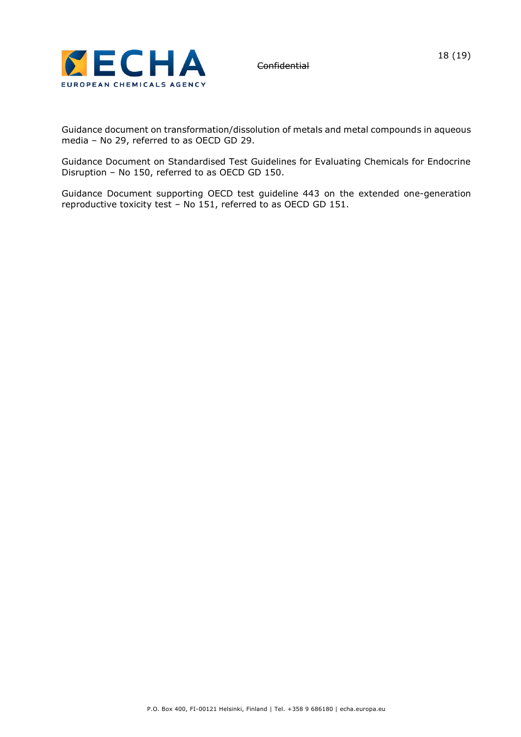Guidance document on transformation/dissolution of metals and metal compounds in aqueous media – No 29, referred to as OECD GD 29.

Guidance Document on Standardised Test Guidelines for Evaluating Chemicals for Endocrine Disruption – No 150, referred to as OECD GD 150.

Guidance Document supporting OECD test guideline 443 on the extended one-generation reproductive toxicity test – No 151, referred to as OECD GD 151.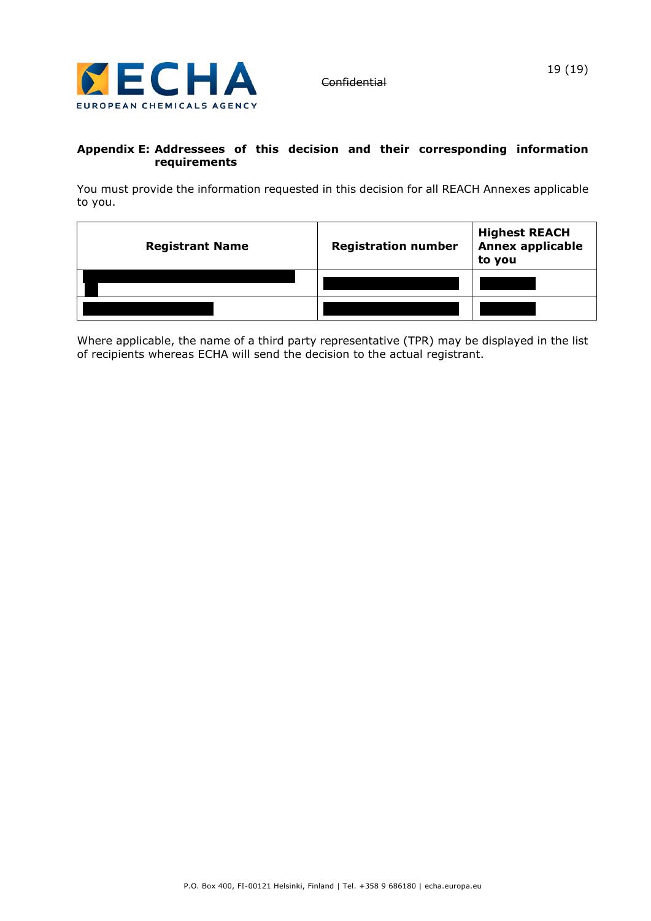### Appendix E: Addressees of this decision and their corresponding information requirements

You must provide the information requested in this decision for all REACH Annexes applicable to you.

| Registrant Name | Registration number | Highest REACH Annex applicable to you |
|---|---|---|
| | | |
| | | |

Where applicable, the name of a third party representative (TPR) may be displayed in the list of recipients whereas ECHA will send the decision to the actual registrant.